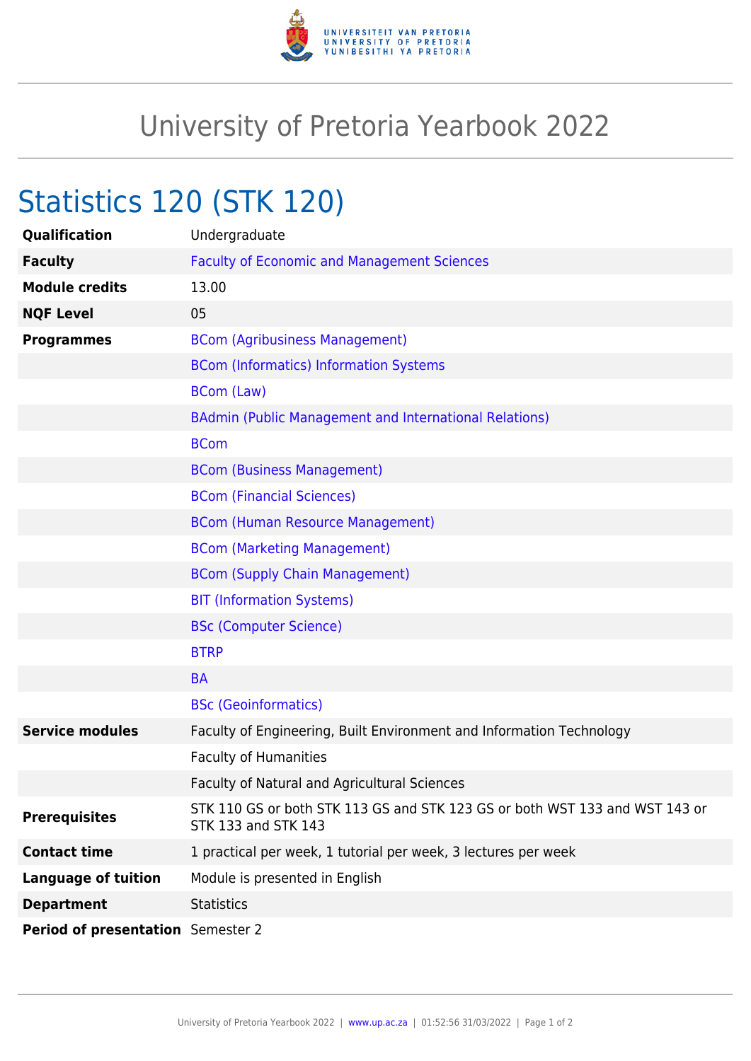# University of Pretoria Yearbook 2022

## Statistics 120 (STK 120)

| | |
|---|---|
| **Qualification** | Undergraduate |
| **Faculty** | Faculty of Economic and Management Sciences |
| **Module credits** | 13.00 |
| **NQF Level** | 05 |
| **Programmes** | BCom (Agribusiness Management) |
| | BCom (Informatics) Information Systems |
| | BCom (Law) |
| | BAdmin (Public Management and International Relations) |
| | BCom |
| | BCom (Business Management) |
| | BCom (Financial Sciences) |
| | BCom (Human Resource Management) |
| | BCom (Marketing Management) |
| | BCom (Supply Chain Management) |
| | BIT (Information Systems) |
| | BSc (Computer Science) |
| | BTRP |
| | BA |
| | BSc (Geoinformatics) |
| **Service modules** | Faculty of Engineering, Built Environment and Information Technology |
| | Faculty of Humanities |
| | Faculty of Natural and Agricultural Sciences |
| **Prerequisites** | STK 110 GS or both STK 113 GS and STK 123 GS or both WST 133 and WST 143 or STK 133 and STK 143 |
| **Contact time** | 1 practical per week, 1 tutorial per week, 3 lectures per week |
| **Language of tuition** | Module is presented in English |
| **Department** | Statistics |
| **Period of presentation** | Semester 2 |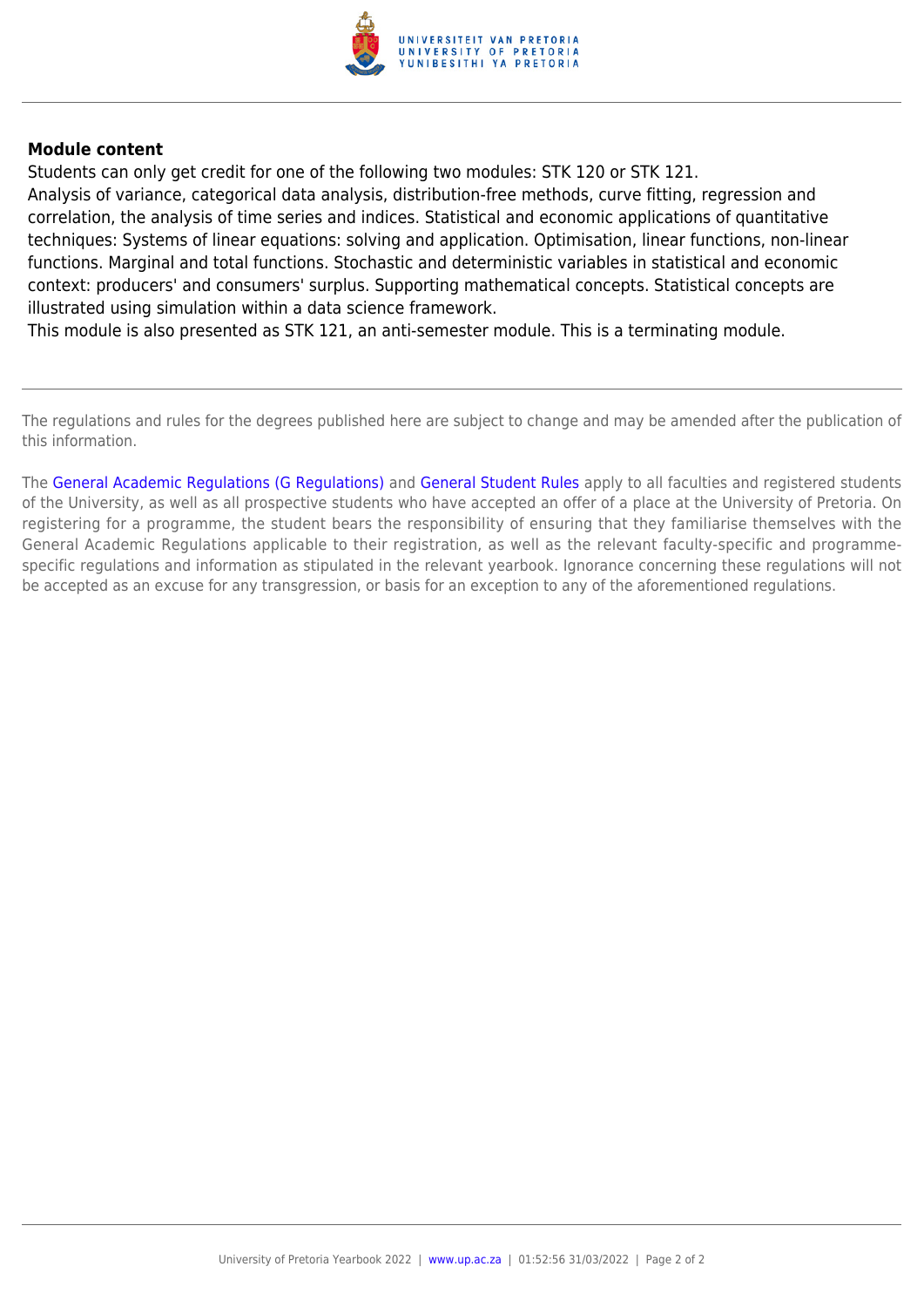**Module content**

Students can only get credit for one of the following two modules: STK 120 or STK 121.
Analysis of variance, categorical data analysis, distribution-free methods, curve fitting, regression and correlation, the analysis of time series and indices. Statistical and economic applications of quantitative techniques: Systems of linear equations: solving and application. Optimisation, linear functions, non-linear functions. Marginal and total functions. Stochastic and deterministic variables in statistical and economic context: producers' and consumers' surplus. Supporting mathematical concepts. Statistical concepts are illustrated using simulation within a data science framework.
This module is also presented as STK 121, an anti-semester module. This is a terminating module.

---

The regulations and rules for the degrees published here are subject to change and may be amended after the publication of this information.

The General Academic Regulations (G Regulations) and General Student Rules apply to all faculties and registered students of the University, as well as all prospective students who have accepted an offer of a place at the University of Pretoria. On registering for a programme, the student bears the responsibility of ensuring that they familiarise themselves with the General Academic Regulations applicable to their registration, as well as the relevant faculty-specific and programme-specific regulations and information as stipulated in the relevant yearbook. Ignorance concerning these regulations will not be accepted as an excuse for any transgression, or basis for an exception to any of the aforementioned regulations.